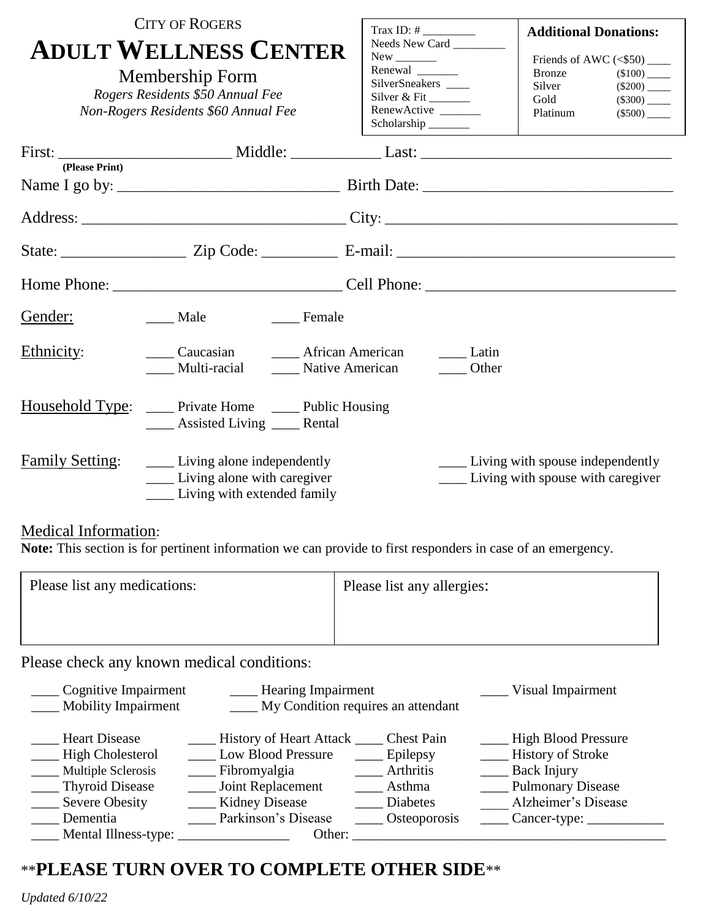CITY OF ROGERS

# ADULT WELLNESS CENTER

Membership Form

*Rogers Residents $50 Annual Fee*
*Non-Rogers Residents $60 Annual Fee*

| | |
|---|---|
| Trax ID: # _________<br>Needs New Card _________<br>New _______<br>Renewal _______<br>SilverSneakers ____<br>Silver & Fit _______<br>RenewActive _______<br>Scholarship _______ | **Additional Donations:**<br>Friends of AWC (<$50) ____<br>Bronze ($100) ____<br>Silver ($200) ____<br>Gold ($300) ____<br>Platinum ($500) ____ |

First: ______________________ Middle: ___________ Last: _______________________________
**(Please Print)**

Name I go by: ____________________________ Birth Date: _______________________________

Address: _________________________________ City: _____________________________________

State: ________________ Zip Code: __________ E-mail: ___________________________________

Home Phone: _____________________________ Cell Phone: ______________________________

Gender: ____ Male ____ Female

Ethnicity: ____ Caucasian ____ African American ____ Latin ____ Multi-racial ____ Native American ____ Other

Household Type: ____ Private Home ____ Public Housing ____ Assisted Living ____ Rental

Family Setting:
- ____ Living alone independently
- ____ Living alone with caregiver
- ____ Living with extended family
- ____ Living with spouse independently
- ____ Living with spouse with caregiver

Medical Information:

**Note:** This section is for pertinent information we can provide to first responders in case of an emergency.

| Please list any medications: | Please list any allergies: |
|---|---|
| | |

Please check any known medical conditions:

____ Cognitive Impairment ____ Hearing Impairment ____ Visual Impairment
____ Mobility Impairment ____ My Condition requires an attendant

| | | | |
|---|---|---|---|
| ____ Heart Disease | ____ History of Heart Attack | ____ Chest Pain | ____ High Blood Pressure |
| ____ High Cholesterol | ____ Low Blood Pressure | ____ Epilepsy | ____ History of Stroke |
| ____ Multiple Sclerosis | ____ Fibromyalgia | ____ Arthritis | ____ Back Injury |
| ____ Thyroid Disease | ____ Joint Replacement | ____ Asthma | ____ Pulmonary Disease |
| ____ Severe Obesity | ____ Kidney Disease | ____ Diabetes | ____ Alzheimer's Disease |
| ____ Dementia | ____ Parkinson's Disease | ____ Osteoporosis | ____ Cancer-type: ___________ |

____ Mental Illness-type: ________________ Other: ____________________________________________

## **PLEASE TURN OVER TO COMPLETE OTHER SIDE**

*Updated 6/10/22*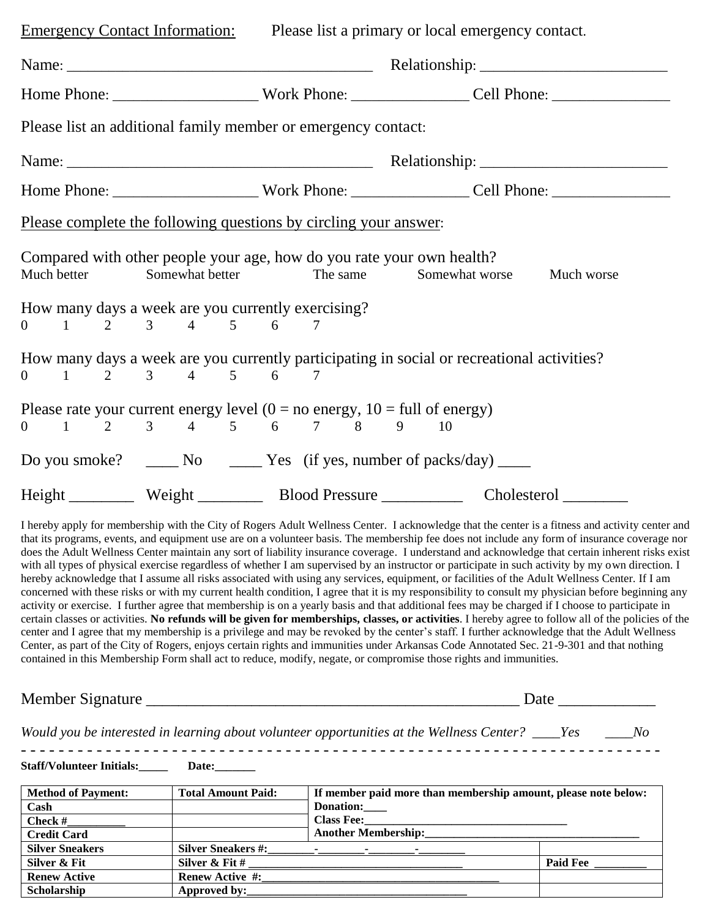Emergency Contact Information: Please list a primary or local emergency contact.

Name: ______________________________________ Relationship: ________________________

Home Phone: __________________ Work Phone: _______________ Cell Phone: _______________

Please list an additional family member or emergency contact:

Name: ______________________________________ Relationship: ________________________

Home Phone: __________________ Work Phone: _______________ Cell Phone: _______________

Please complete the following questions by circling your answer:

Compared with other people your age, how do you rate your own health?

Much better Somewhat better The same Somewhat worse Much worse

How many days a week are you currently exercising?

0 1 2 3 4 5 6 7

How many days a week are you currently participating in social or recreational activities?

0 1 2 3 4 5 6 7

Please rate your current energy level (0 = no energy, 10 = full of energy)

0 1 2 3 4 5 6 7 8 9 10

Do you smoke? ____ No ____ Yes (if yes, number of packs/day) ____

Height ________ Weight ________ Blood Pressure __________ Cholesterol ________

I hereby apply for membership with the City of Rogers Adult Wellness Center. I acknowledge that the center is a fitness and activity center and that its programs, events, and equipment use are on a volunteer basis. The membership fee does not include any form of insurance coverage nor does the Adult Wellness Center maintain any sort of liability insurance coverage. I understand and acknowledge that certain inherent risks exist with all types of physical exercise regardless of whether I am supervised by an instructor or participate in such activity by my own direction. I hereby acknowledge that I assume all risks associated with using any services, equipment, or facilities of the Adult Wellness Center. If I am concerned with these risks or with my current health condition, I agree that it is my responsibility to consult my physician before beginning any activity or exercise. I further agree that membership is on a yearly basis and that additional fees may be charged if I choose to participate in certain classes or activities. **No refunds will be given for memberships, classes, or activities**. I hereby agree to follow all of the policies of the center and I agree that my membership is a privilege and may be revoked by the center's staff. I further acknowledge that the Adult Wellness Center, as part of the City of Rogers, enjoys certain rights and immunities under Arkansas Code Annotated Sec. 21-9-301 and that nothing contained in this Membership Form shall act to reduce, modify, negate, or compromise those rights and immunities.

Member Signature _______________________________________________ Date ____________

*Would you be interested in learning about volunteer opportunities at the Wellness Center? ____Yes ____No*

- - - - - - - - - - - - - - - - - - - - - - - - - - - - - - - - - - - - - - - - - - - - - - - - - - - - - - - - - - - - - - - -

**Staff/Volunteer Initials:_____ Date:_______**

| **Method of Payment:** | **Total Amount Paid:** | **If member paid more than membership amount, please note below:** | |
|---|---|---|---|
| **Cash** | | **Donation:____** | |
| **Check #__________** | | **Class Fee:__________________________________** | |
| **Credit Card** | | **Another Membership:___________________________________** | |
| **Silver Sneakers** | **Silver Sneakers #:________-________-________-________** | | |
| **Silver & Fit** | **Silver & Fit # ___________________________________** | | **Paid Fee _________** |
| **Renew Active** | **Renew Active #:_______________________________________** | | |
| **Scholarship** | **Approved by:___________________________________** | | |